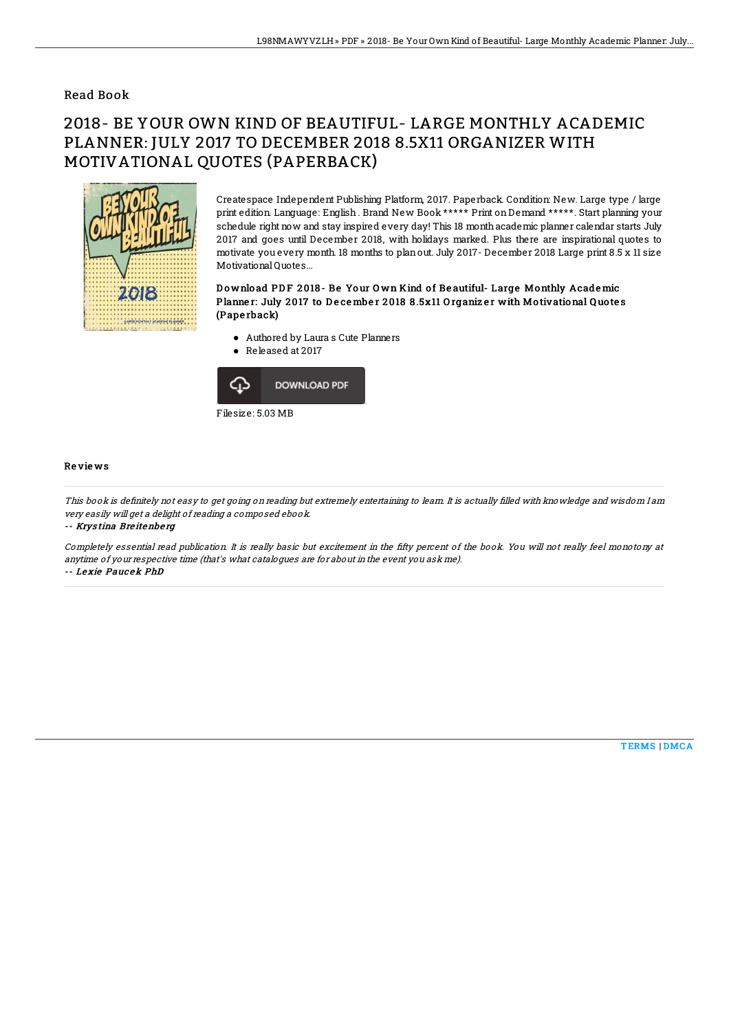## Read Book

# 2018- BE YOUR OWN KIND OF BEAUTIFUL- LARGE MONTHLY ACADEMIC PLANNER: JULY 2017 TO DECEMBER 2018 8.5X11 ORGANIZER WITH MOTIVATIONAL QUOTES (PAPERBACK)

Createspace Independent Publishing Platform, 2017. Paperback. Condition: New. Large type / large print edition. Language: English . Brand New Book ***** Print on Demand *****. Start planning your schedule right now and stay inspired every day! This 18 month academic planner calendar starts July 2017 and goes until December 2018, with holidays marked. Plus there are inspirational quotes to motivate you every month. 18 months to plan out. July 2017 - December 2018 Large print 8.5 x 11 size Motivational Quotes...

**Download PDF 2018- Be Your Own Kind of Beautiful- Large Monthly Academic Planner: July 2017 to December 2018 8.5x11 Organizer with Motivational Quotes (Paperback)**

- Authored by Laura s Cute Planners
- Released at 2017

DOWNLOAD PDF

Filesize: 5.03 MB

### Reviews

*This book is definitely not easy to get going on reading but extremely entertaining to learn. It is actually filled with knowledge and wisdom I am very easily will get a delight of reading a composed ebook.*

**-- *Krystina Breitenberg***

*Completely essential read publication. It is really basic but excitement in the fifty percent of the book. You will not really feel monotony at anytime of your respective time (that's what catalogues are for about in the event you ask me).*

**-- *Lexie Paucek PhD***

TERMS | DMCA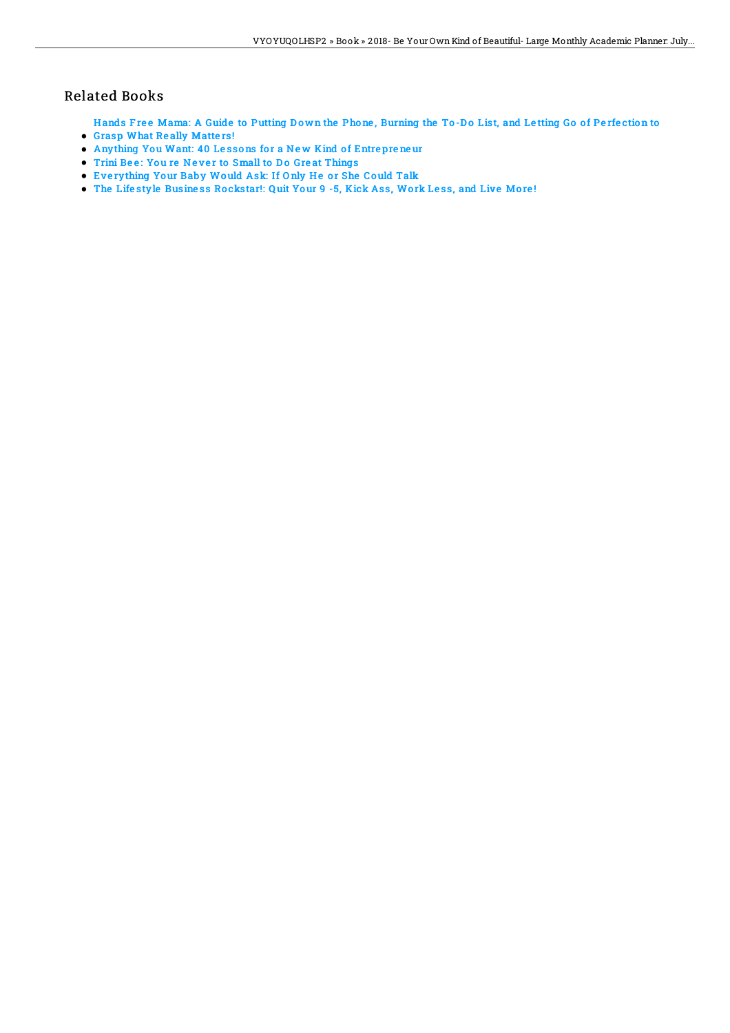## Related Books

- Hands Free Mama: A Guide to Putting Down the Phone, Burning the To-Do List, and Letting Go of Perfection to Grasp What Really Matters!
- Anything You Want: 40 Lessons for a New Kind of Entrepreneur
- Trini Bee: You re Never to Small to Do Great Things
- Everything Your Baby Would Ask: If Only He or She Could Talk
- The Lifestyle Business Rockstar!: Quit Your 9 -5, Kick Ass, Work Less, and Live More!